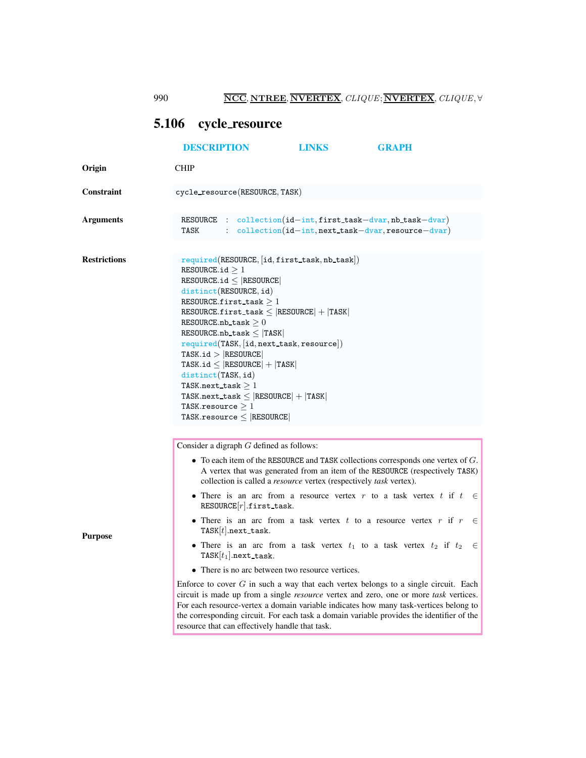## 5.106 cycle_resource

DESCRIPTION LINKS GRAPH

**Origin**

CHIP

**Constraint**

```
cycle_resource(RESOURCE, TASK)
```

**Arguments**

```
RESOURCE : collection(id-int, first_task-dvar, nb_task-dvar)
TASK     : collection(id-int, next_task-dvar, resource-dvar)
```

**Restrictions**

required(RESOURCE, [id, first_task, nb_task])
RESOURCE.id $\geq 1$
RESOURCE.id $\leq$ |RESOURCE|
distinct(RESOURCE, id)
RESOURCE.first_task $\geq 1$
RESOURCE.first_task $\leq$ |RESOURCE| + |TASK|
RESOURCE.nb_task $\geq 0$
RESOURCE.nb_task $\leq$ |TASK|
required(TASK, [id, next_task, resource])
TASK.id $>$ |RESOURCE|
TASK.id $\leq$ |RESOURCE| + |TASK|
distinct(TASK, id)
TASK.next_task $\geq 1$
TASK.next_task $\leq$ |RESOURCE| + |TASK|
TASK.resource $\geq 1$
TASK.resource $\leq$ |RESOURCE|

**Purpose**

Consider a digraph $G$ defined as follows:

- To each item of the RESOURCE and TASK collections corresponds one vertex of $G$. A vertex that was generated from an item of the RESOURCE (respectively TASK) collection is called a *resource* vertex (respectively *task* vertex).
- There is an arc from a resource vertex $r$ to a task vertex $t$ if $t \in$ RESOURCE$[r]$.first_task.
- There is an arc from a task vertex $t$ to a resource vertex $r$ if $r \in$ TASK$[t]$.next_task.
- There is an arc from a task vertex $t_1$ to a task vertex $t_2$ if $t_2 \in$ TASK$[t_1]$.next_task.
- There is no arc between two resource vertices.

Enforce to cover $G$ in such a way that each vertex belongs to a single circuit. Each circuit is made up from a single *resource* vertex and zero, one or more *task* vertices. For each resource-vertex a domain variable indicates how many task-vertices belong to the corresponding circuit. For each task a domain variable provides the identifier of the resource that can effectively handle that task.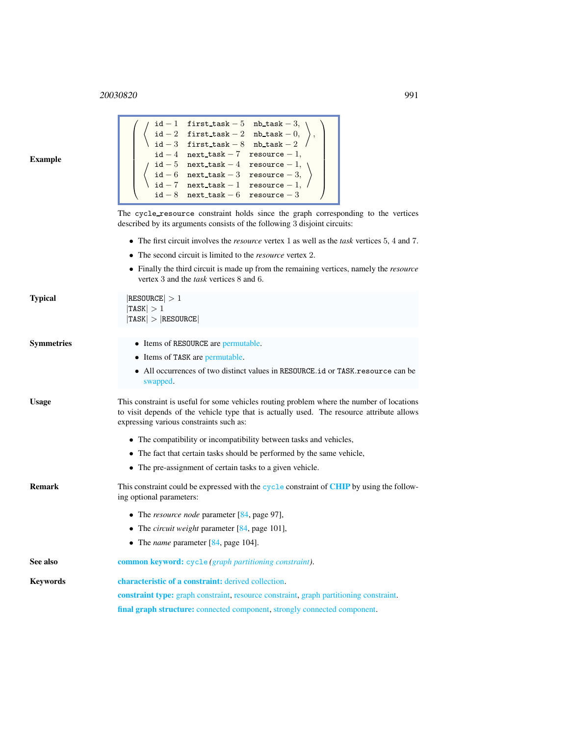**Example**

$$\left(\begin{array}{l} \left\langle\begin{array}{lll} \texttt{id}-1 & \texttt{first\_task}-5 & \texttt{nb\_task}-3, \\ \texttt{id}-2 & \texttt{first\_task}-2 & \texttt{nb\_task}-0, \\ \texttt{id}-3 & \texttt{first\_task}-8 & \texttt{nb\_task}-2 \end{array}\right\rangle, \\ \left\langle\begin{array}{lll} \texttt{id}-4 & \texttt{next\_task}-7 & \texttt{resource}-1, \\ \texttt{id}-5 & \texttt{next\_task}-4 & \texttt{resource}-1, \\ \texttt{id}-6 & \texttt{next\_task}-3 & \texttt{resource}-3, \\ \texttt{id}-7 & \texttt{next\_task}-1 & \texttt{resource}-1, \\ \texttt{id}-8 & \texttt{next\_task}-6 & \texttt{resource}-3 \end{array}\right\rangle \end{array}\right)$$

The `cycle_resource` constraint holds since the graph corresponding to the vertices described by its arguments consists of the following 3 disjoint circuits:

- The first circuit involves the *resource* vertex 1 as well as the *task* vertices 5, 4 and 7.
- The second circuit is limited to the *resource* vertex 2.
- Finally the third circuit is made up from the remaining vertices, namely the *resource* vertex 3 and the *task* vertices 8 and 6.

**Typical**

$|\texttt{RESOURCE}| > 1$
$|\texttt{TASK}| > 1$
$|\texttt{TASK}| > |\texttt{RESOURCE}|$

**Symmetries**

- Items of RESOURCE are permutable.
- Items of TASK are permutable.
- All occurrences of two distinct values in RESOURCE.id or TASK.resource can be swapped.

**Usage**

This constraint is useful for some vehicles routing problem where the number of locations to visit depends of the vehicle type that is actually used. The resource attribute allows expressing various constraints such as:

- The compatibility or incompatibility between tasks and vehicles,
- The fact that certain tasks should be performed by the same vehicle,
- The pre-assignment of certain tasks to a given vehicle.

**Remark**

This constraint could be expressed with the `cycle` constraint of **CHIP** by using the following optional parameters:

- The *resource node* parameter [84, page 97],
- The *circuit weight* parameter [84, page 101],
- The *name* parameter [84, page 104].

**See also**

**common keyword:** `cycle` *(graph partitioning constraint)*.

**Keywords**

**characteristic of a constraint:** derived collection.

**constraint type:** graph constraint, resource constraint, graph partitioning constraint.

**final graph structure:** connected component, strongly connected component.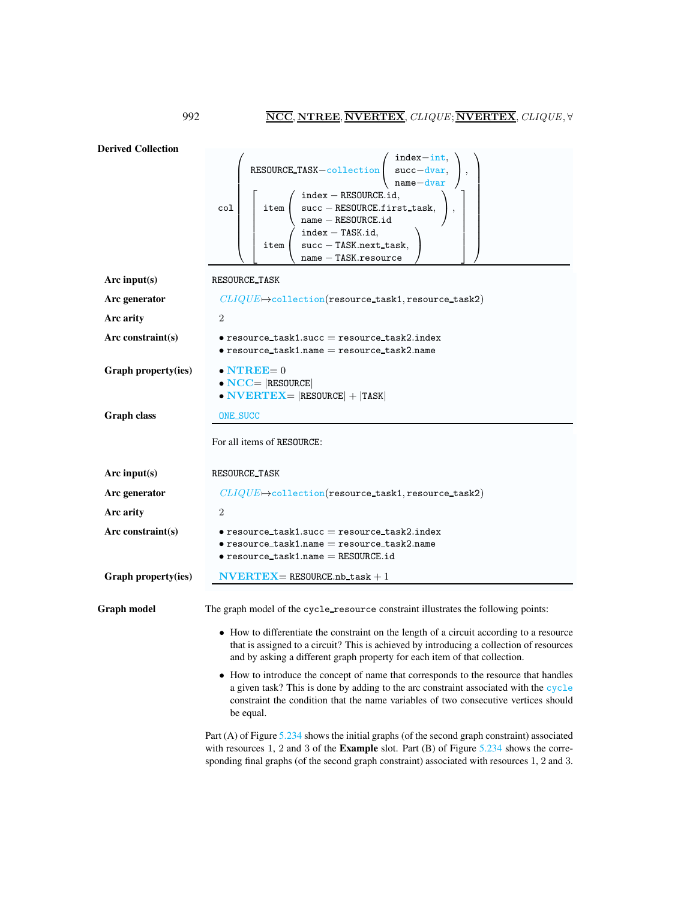**Derived Collection**

```
col( RESOURCE_TASK−collection( index−int,
                               succ−dvar,
                               name−dvar ),
     [ item( index − RESOURCE.id,
             succ − RESOURCE.first_task,
             name − RESOURCE.id ),
       item( index − TASK.id,
             succ − TASK.next_task,
             name − TASK.resource ) ] )
```

**Arc input(s)** RESOURCE_TASK

**Arc generator** *CLIQUE*↦collection(resource_task1, resource_task2)

**Arc arity** 2

**Arc constraint(s)**

- resource_task1.succ = resource_task2.index
- resource_task1.name = resource_task2.name

**Graph property(ies)**

- **NTREE**= 0
- **NCC**= |RESOURCE|
- **NVERTEX**= |RESOURCE| + |TASK|

**Graph class** ONE_SUCC

For all items of RESOURCE:

**Arc input(s)** RESOURCE_TASK

**Arc generator** *CLIQUE*↦collection(resource_task1, resource_task2)

**Arc arity** 2

**Arc constraint(s)**

- resource_task1.succ = resource_task2.index
- resource_task1.name = resource_task2.name
- resource_task1.name = RESOURCE.id

**Graph property(ies)** **NVERTEX**= RESOURCE.nb_task + 1

**Graph model** The graph model of the cycle_resource constraint illustrates the following points:

- How to differentiate the constraint on the length of a circuit according to a resource that is assigned to a circuit? This is achieved by introducing a collection of resources and by asking a different graph property for each item of that collection.
- How to introduce the concept of name that corresponds to the resource that handles a given task? This is done by adding to the arc constraint associated with the cycle constraint the condition that the name variables of two consecutive vertices should be equal.

Part (A) of Figure 5.234 shows the initial graphs (of the second graph constraint) associated with resources 1, 2 and 3 of the **Example** slot. Part (B) of Figure 5.234 shows the corresponding final graphs (of the second graph constraint) associated with resources 1, 2 and 3.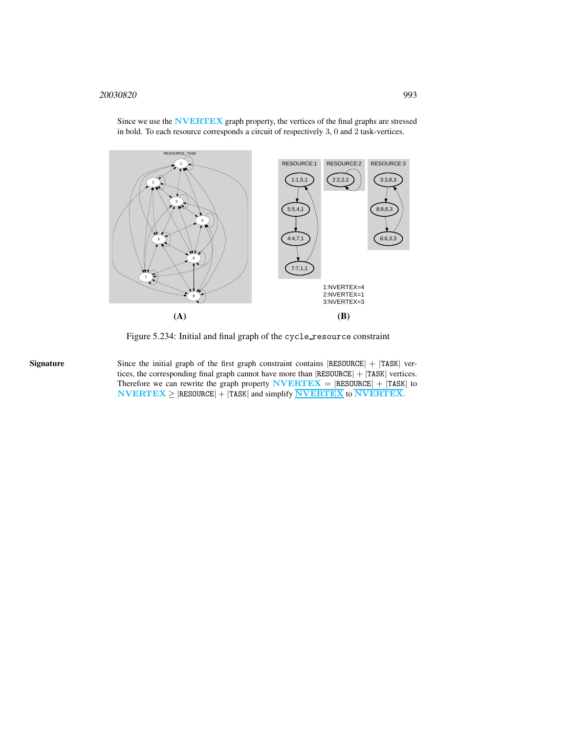Since we use the **NVERTEX** graph property, the vertices of the final graphs are stressed in bold. To each resource corresponds a circuit of respectively 3, 0 and 2 task-vertices.

RESOURCE_TASK

RESOURCE:1

1:1,5,1

5:5,4,1

4:4,7,1

7:7,1,1

RESOURCE:2

2:2,2,2

RESOURCE:3

3:3,8,3

8:8,6,3

6:6,3,3

1:NVERTEX=4
2:NVERTEX=1
3:NVERTEX=3

**(A)** **(B)**

Figure 5.234: Initial and final graph of the `cycle_resource` constraint

**Signature**

Since the initial graph of the first graph constraint contains $|\texttt{RESOURCE}| + |\texttt{TASK}|$ vertices, the corresponding final graph cannot have more than $|\texttt{RESOURCE}| + |\texttt{TASK}|$ vertices. Therefore we can rewrite the graph property **NVERTEX** $= |\texttt{RESOURCE}| + |\texttt{TASK}|$ to **NVERTEX** $\geq |\texttt{RESOURCE}| + |\texttt{TASK}|$ and simplify $\overline{\textbf{NVERTEX}}$ to $\overline{\textbf{NVERTEX}}$.